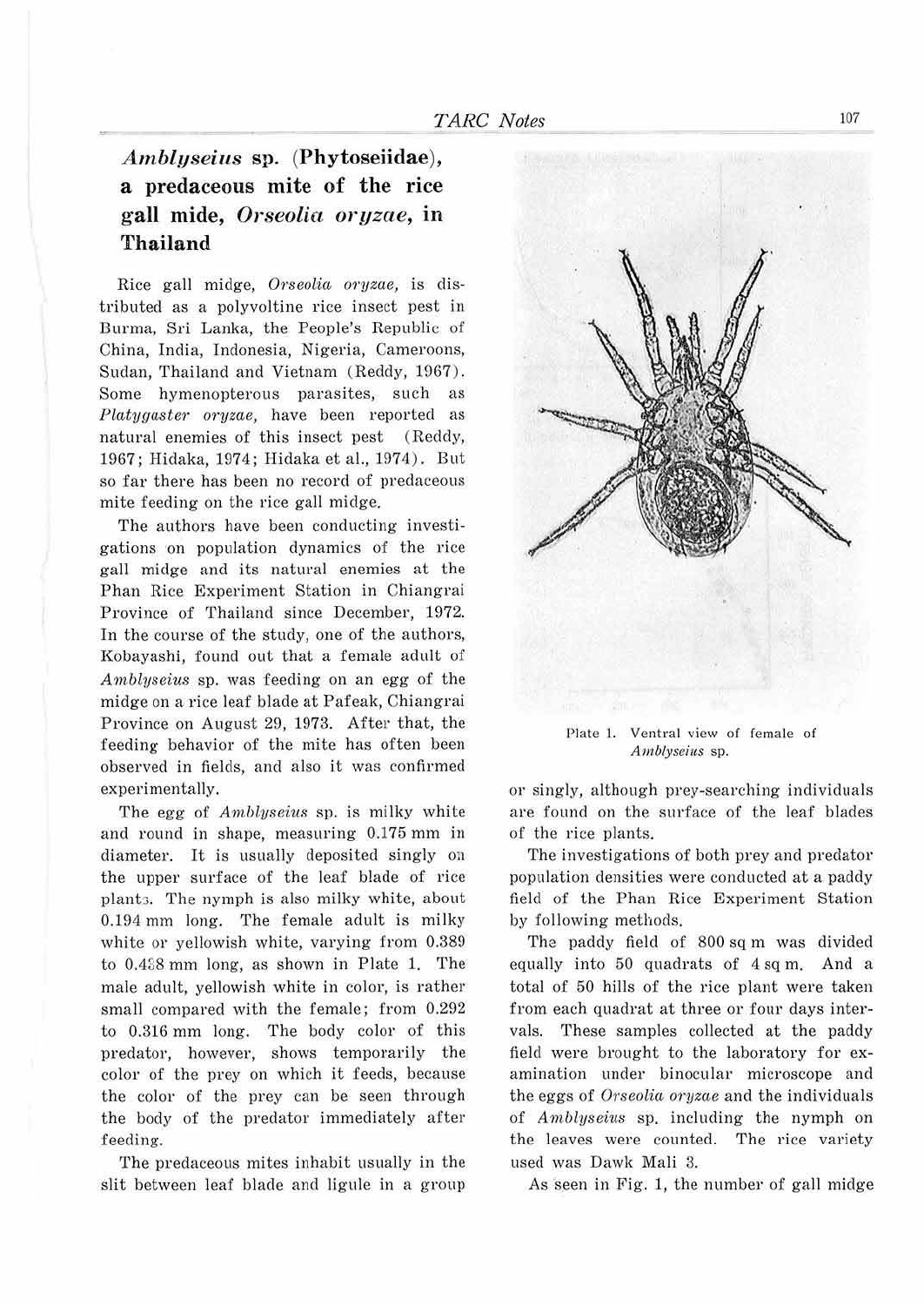# *Amblyseius* sp. (Phytoseiidae), a predaceous mite of the rice gall mide, *Orseolia oryzae*, in Thailand

Rice gall midge, *Orseolia oryzae*, is distributed as a polyvoltine rice insect pest in Burma, Sri Lanka, the People's Republic of China, India, Indonesia, Nigeria, Cameroons, Sudan, Thailand and Vietnam (Reddy, 1967). Some hymenopterous parasites, such as *Platygaster oryzae*, have been reported as natural enemies of this insect pest (Reddy, 1967; Hidaka, 1974; Hidaka et al., 1974). But so far there has been no record of predaceous mite feeding on the rice gall midge.

The authors have been conducting investigations on population dynamics of the rice gall midge and its natural enemies at the Phan Rice Experiment Station in Chiangrai Province of Thailand since December, 1972. In the course of the study, one of the authors, Kobayashi, found out that a female adult of *Amblyseius* sp. was feeding on an egg of the midge on a rice leaf blade at Pafeak, Chiangrai Province on August 29, 1973. After that, the feeding behavior of the mite has often been observed in fields, and also it was confirmed experimentally.

The egg of *Amblyseius* sp. is milky white and round in shape, measuring 0.175 mm in diameter. It is usually deposited singly on the upper surface of the leaf blade of rice plants. The nymph is also milky white, about 0.194 mm long. The female adult is milky white or yellowish white, varying from 0.389 to 0.458 mm long, as shown in Plate 1. The male adult, yellowish white in color, is rather small compared with the female; from 0.292 to 0.316 mm long. The body color of this predator, however, shows temporarily the color of the prey on which it feeds, because the color of the prey can be seen through the body of the predator immediately after feeding.

The predaceous mites inhabit usually in the slit between leaf blade and ligule in a group or singly, although prey-searching individuals are found on the surface of the leaf blades of the rice plants.

Plate 1. Ventral view of female of *Amblyseius* sp.

The investigations of both prey and predator population densities were conducted at a paddy field of the Phan Rice Experiment Station by following methods.

The paddy field of 800 sq m was divided equally into 50 quadrats of 4 sq m. And a total of 50 hills of the rice plant were taken from each quadrat at three or four days intervals. These samples collected at the paddy field were brought to the laboratory for examination under binocular microscope and the eggs of *Orseolia oryzae* and the individuals of *Amblyseius* sp. including the nymph on the leaves were counted. The rice variety used was Dawk Mali 3.

As seen in Fig. 1, the number of gall midge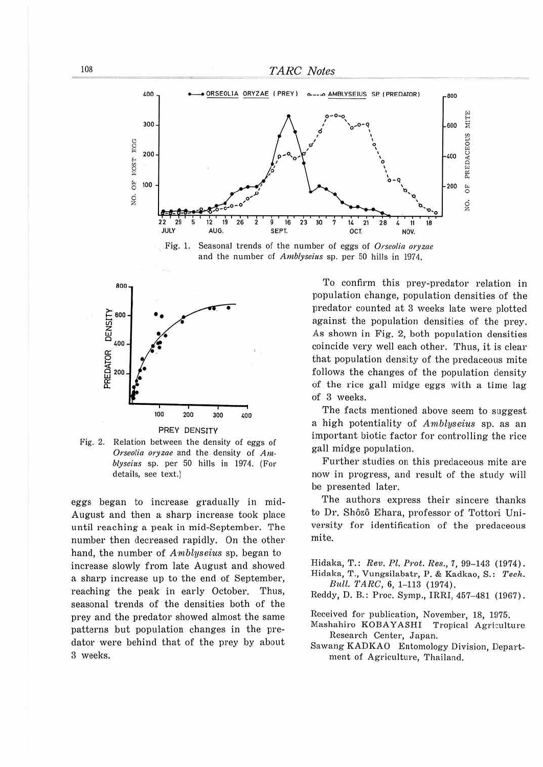ORSEOLIA ORYZAE (PREY) AMBLYSEIUS SP (PREDATOR)

NO. OF HOST EGG

400
300
200
100

NO. OF PREDACEOUS MITE

800
600
400
200

22 29 5 12 19 26 2 9 16 23 30 7 14 21 28 4 11 18

JULY AUG. SEPT. OCT. NOV.

Fig. 1. Seasonal trends of the number of eggs of *Orseolia oryzae* and the number of *Amblyseius* sp. per 50 hills in 1974.

PREDATOR DENSITY

800
600
400
200

100 200 300 400

PREY DENSITY

Fig. 2. Relation between the density of eggs of *Orseolia oryzae* and the density of *Amblyseius* sp. per 50 hills in 1974. (For details, see text.)

eggs began to increase gradually in mid-August and then a sharp increase took place until reaching a peak in mid-September. The number then decreased rapidly. On the other hand, the number of *Amblyseius* sp. began to increase slowly from late August and showed a sharp increase up to the end of September, reaching the peak in early October. Thus, seasonal trends of the densities both of the prey and the predator showed almost the same patterns but population changes in the predator were behind that of the prey by about 3 weeks.

To confirm this prey-predator relation in population change, population densities of the predator counted at 3 weeks late were plotted against the population densities of the prey. As shown in Fig. 2, both population densities coincide very well each other. Thus, it is clear that population density of the predaceous mite follows the changes of the population density of the rice gall midge eggs with a time lag of 3 weeks.

The facts mentioned above seem to suggest a high potentiality of *Amblyseius* sp. as an important biotic factor for controlling the rice gall midge population.

Further studies on this predaceous mite are now in progress, and result of the study will be presented later.

The authors express their sincere thanks to Dr. Shôzô Ehara, professor of Tottori University for identification of the predaceous mite.

Hidaka, T.: *Rev. Pl. Prot. Res.*, 7, 99–143 (1974).
Hidaka, T., Vungsilabatr, P. & Kadkao, S.: *Tech. Bull. TARC*, 6, 1–113 (1974).
Reddy, D. B.: Proc. Symp., IRRI, 457–481 (1967).

Received for publication, November, 18, 1975.
Mashahiro KOBAYASHI Tropical Agriculture Research Center, Japan.
Sawang KADKAO Entomology Division, Department of Agriculture, Thailand.